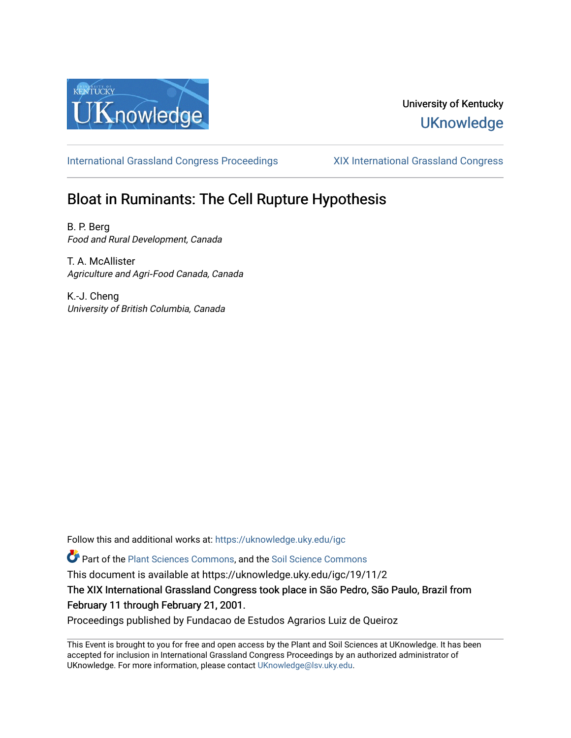University of Kentucky

UKnowledge

International Grassland Congress Proceedings

XIX International Grassland Congress

# Bloat in Ruminants: The Cell Rupture Hypothesis

B. P. Berg
*Food and Rural Development, Canada*

T. A. McAllister
*Agriculture and Agri-Food Canada, Canada*

K.-J. Cheng
*University of British Columbia, Canada*

Follow this and additional works at: https://uknowledge.uky.edu/igc

Part of the Plant Sciences Commons, and the Soil Science Commons

This document is available at https://uknowledge.uky.edu/igc/19/11/2

The XIX International Grassland Congress took place in São Pedro, São Paulo, Brazil from February 11 through February 21, 2001.

Proceedings published by Fundacao de Estudos Agrarios Luiz de Queiroz

This Event is brought to you for free and open access by the Plant and Soil Sciences at UKnowledge. It has been accepted for inclusion in International Grassland Congress Proceedings by an authorized administrator of UKnowledge. For more information, please contact UKnowledge@lsv.uky.edu.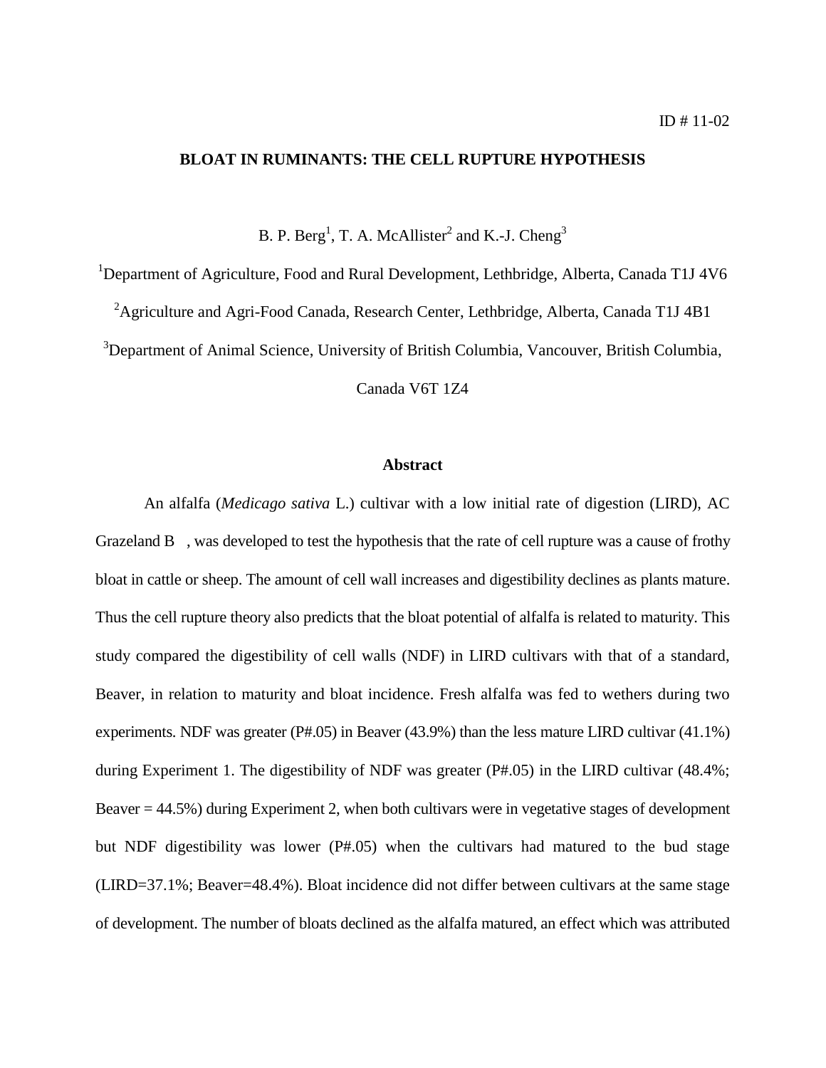ID # 11-02

**BLOAT IN RUMINANTS: THE CELL RUPTURE HYPOTHESIS**

B. P. Berg[1], T. A. McAllister[2] and K.-J. Cheng[3]

[1]Department of Agriculture, Food and Rural Development, Lethbridge, Alberta, Canada T1J 4V6

[2]Agriculture and Agri-Food Canada, Research Center, Lethbridge, Alberta, Canada T1J 4B1

[3]Department of Animal Science, University of British Columbia, Vancouver, British Columbia, Canada V6T 1Z4

## Abstract

An alfalfa (*Medicago sativa* L.) cultivar with a low initial rate of digestion (LIRD), AC Grazeland B , was developed to test the hypothesis that the rate of cell rupture was a cause of frothy bloat in cattle or sheep. The amount of cell wall increases and digestibility declines as plants mature. Thus the cell rupture theory also predicts that the bloat potential of alfalfa is related to maturity. This study compared the digestibility of cell walls (NDF) in LIRD cultivars with that of a standard, Beaver, in relation to maturity and bloat incidence. Fresh alfalfa was fed to wethers during two experiments. NDF was greater (P#.05) in Beaver (43.9%) than the less mature LIRD cultivar (41.1%) during Experiment 1. The digestibility of NDF was greater (P#.05) in the LIRD cultivar (48.4%; Beaver = 44.5%) during Experiment 2, when both cultivars were in vegetative stages of development but NDF digestibility was lower (P#.05) when the cultivars had matured to the bud stage (LIRD=37.1%; Beaver=48.4%). Bloat incidence did not differ between cultivars at the same stage of development. The number of bloats declined as the alfalfa matured, an effect which was attributed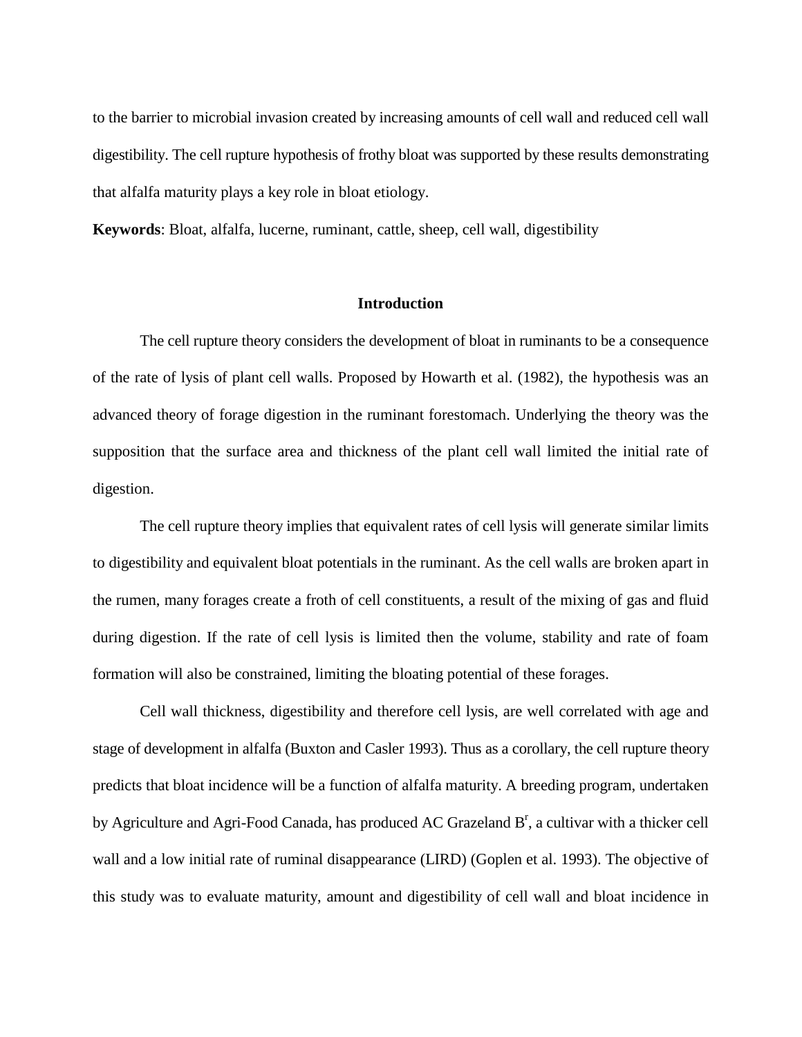to the barrier to microbial invasion created by increasing amounts of cell wall and reduced cell wall digestibility. The cell rupture hypothesis of frothy bloat was supported by these results demonstrating that alfalfa maturity plays a key role in bloat etiology.

**Keywords**: Bloat, alfalfa, lucerne, ruminant, cattle, sheep, cell wall, digestibility

## Introduction

The cell rupture theory considers the development of bloat in ruminants to be a consequence of the rate of lysis of plant cell walls. Proposed by Howarth et al. (1982), the hypothesis was an advanced theory of forage digestion in the ruminant forestomach. Underlying the theory was the supposition that the surface area and thickness of the plant cell wall limited the initial rate of digestion.

The cell rupture theory implies that equivalent rates of cell lysis will generate similar limits to digestibility and equivalent bloat potentials in the ruminant. As the cell walls are broken apart in the rumen, many forages create a froth of cell constituents, a result of the mixing of gas and fluid during digestion. If the rate of cell lysis is limited then the volume, stability and rate of foam formation will also be constrained, limiting the bloating potential of these forages.

Cell wall thickness, digestibility and therefore cell lysis, are well correlated with age and stage of development in alfalfa (Buxton and Casler 1993). Thus as a corollary, the cell rupture theory predicts that bloat incidence will be a function of alfalfa maturity. A breeding program, undertaken by Agriculture and Agri-Food Canada, has produced AC Grazeland B[r], a cultivar with a thicker cell wall and a low initial rate of ruminal disappearance (LIRD) (Goplen et al. 1993). The objective of this study was to evaluate maturity, amount and digestibility of cell wall and bloat incidence in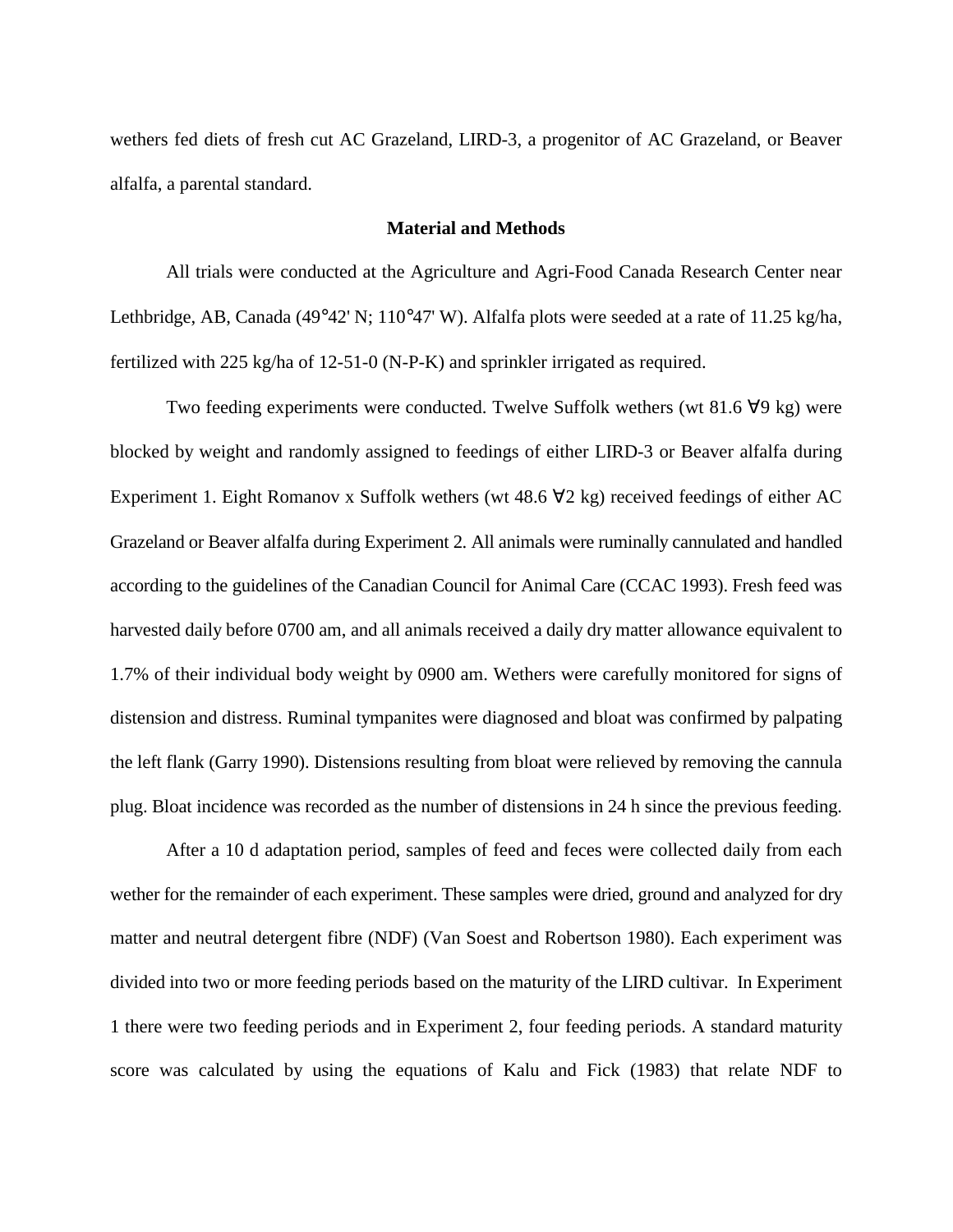wethers fed diets of fresh cut AC Grazeland, LIRD-3, a progenitor of AC Grazeland, or Beaver alfalfa, a parental standard.

## Material and Methods

All trials were conducted at the Agriculture and Agri-Food Canada Research Center near Lethbridge, AB, Canada (49°42' N; 110°47' W). Alfalfa plots were seeded at a rate of 11.25 kg/ha, fertilized with 225 kg/ha of 12-51-0 (N-P-K) and sprinkler irrigated as required.

Two feeding experiments were conducted. Twelve Suffolk wethers (wt 81.6 ∀9 kg) were blocked by weight and randomly assigned to feedings of either LIRD-3 or Beaver alfalfa during Experiment 1. Eight Romanov x Suffolk wethers (wt 48.6 ∀2 kg) received feedings of either AC Grazeland or Beaver alfalfa during Experiment 2. All animals were ruminally cannulated and handled according to the guidelines of the Canadian Council for Animal Care (CCAC 1993). Fresh feed was harvested daily before 0700 am, and all animals received a daily dry matter allowance equivalent to 1.7% of their individual body weight by 0900 am. Wethers were carefully monitored for signs of distension and distress. Ruminal tympanites were diagnosed and bloat was confirmed by palpating the left flank (Garry 1990). Distensions resulting from bloat were relieved by removing the cannula plug. Bloat incidence was recorded as the number of distensions in 24 h since the previous feeding.

After a 10 d adaptation period, samples of feed and feces were collected daily from each wether for the remainder of each experiment. These samples were dried, ground and analyzed for dry matter and neutral detergent fibre (NDF) (Van Soest and Robertson 1980). Each experiment was divided into two or more feeding periods based on the maturity of the LIRD cultivar. In Experiment 1 there were two feeding periods and in Experiment 2, four feeding periods. A standard maturity score was calculated by using the equations of Kalu and Fick (1983) that relate NDF to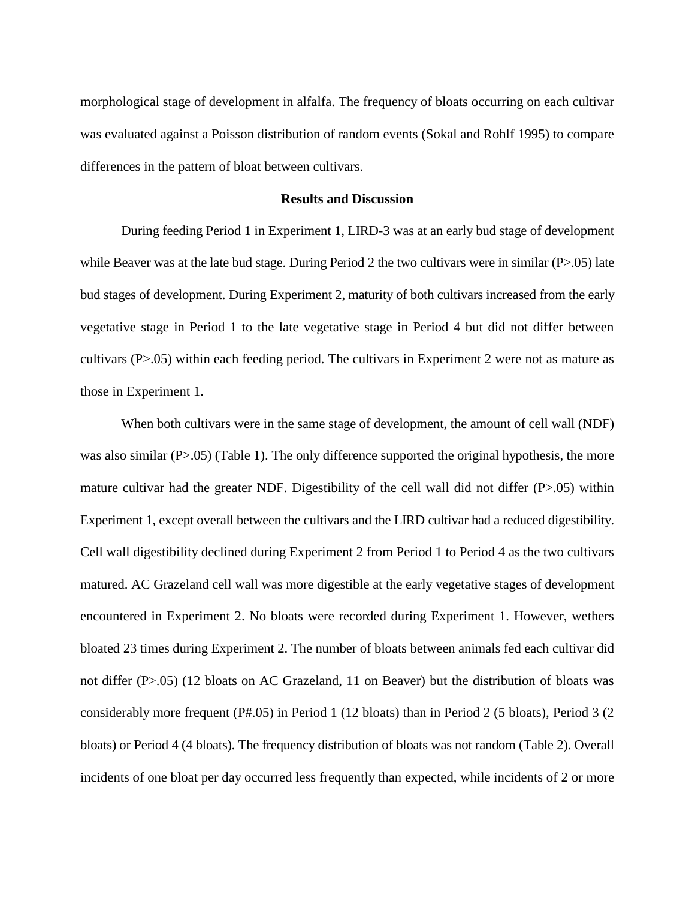morphological stage of development in alfalfa. The frequency of bloats occurring on each cultivar was evaluated against a Poisson distribution of random events (Sokal and Rohlf 1995) to compare differences in the pattern of bloat between cultivars.

## Results and Discussion

During feeding Period 1 in Experiment 1, LIRD-3 was at an early bud stage of development while Beaver was at the late bud stage. During Period 2 the two cultivars were in similar ($P>.05$) late bud stages of development. During Experiment 2, maturity of both cultivars increased from the early vegetative stage in Period 1 to the late vegetative stage in Period 4 but did not differ between cultivars ($P>.05$) within each feeding period. The cultivars in Experiment 2 were not as mature as those in Experiment 1.

When both cultivars were in the same stage of development, the amount of cell wall (NDF) was also similar ($P>.05$) (Table 1). The only difference supported the original hypothesis, the more mature cultivar had the greater NDF. Digestibility of the cell wall did not differ ($P>.05$) within Experiment 1, except overall between the cultivars and the LIRD cultivar had a reduced digestibility. Cell wall digestibility declined during Experiment 2 from Period 1 to Period 4 as the two cultivars matured. AC Grazeland cell wall was more digestible at the early vegetative stages of development encountered in Experiment 2. No bloats were recorded during Experiment 1. However, wethers bloated 23 times during Experiment 2. The number of bloats between animals fed each cultivar did not differ ($P>.05$) (12 bloats on AC Grazeland, 11 on Beaver) but the distribution of bloats was considerably more frequent (P#.05) in Period 1 (12 bloats) than in Period 2 (5 bloats), Period 3 (2 bloats) or Period 4 (4 bloats). The frequency distribution of bloats was not random (Table 2). Overall incidents of one bloat per day occurred less frequently than expected, while incidents of 2 or more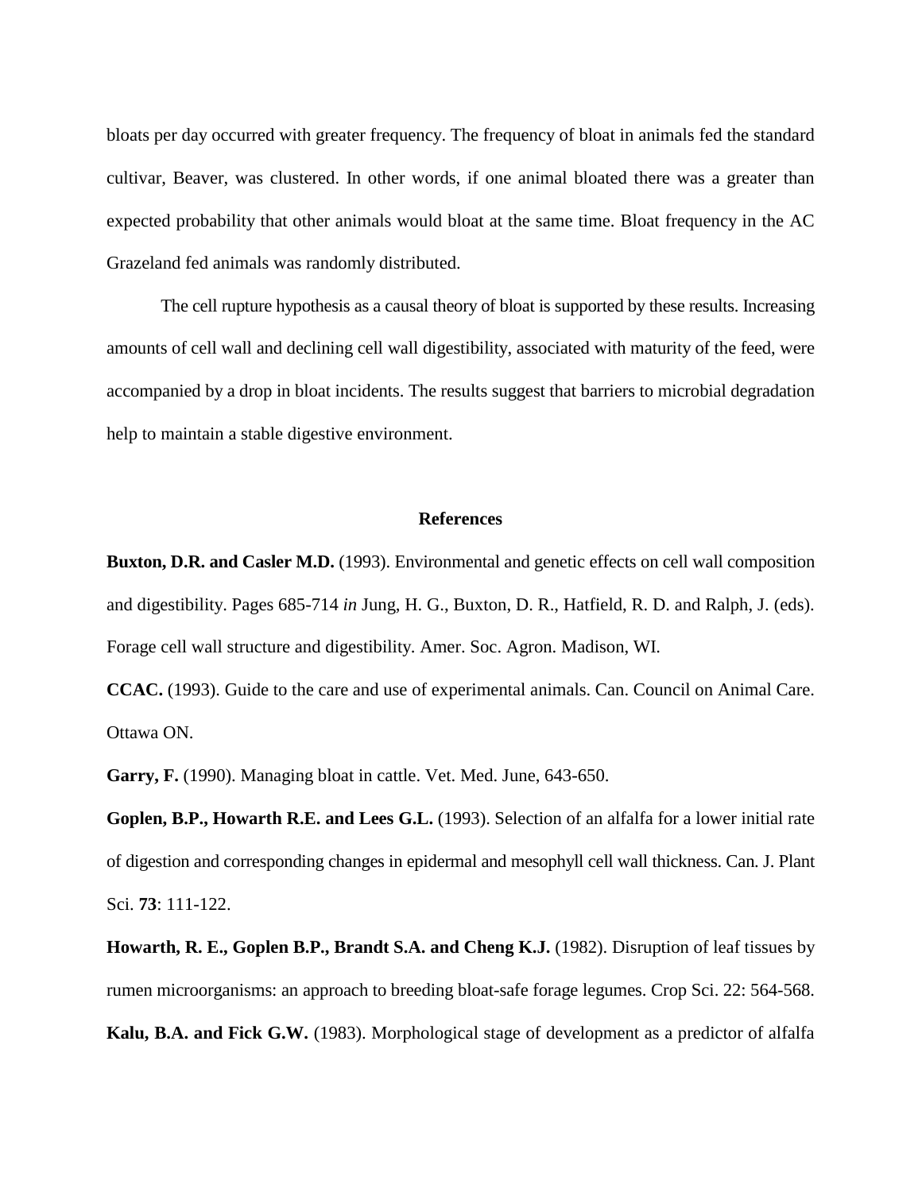bloats per day occurred with greater frequency. The frequency of bloat in animals fed the standard cultivar, Beaver, was clustered. In other words, if one animal bloated there was a greater than expected probability that other animals would bloat at the same time. Bloat frequency in the AC Grazeland fed animals was randomly distributed.

The cell rupture hypothesis as a causal theory of bloat is supported by these results. Increasing amounts of cell wall and declining cell wall digestibility, associated with maturity of the feed, were accompanied by a drop in bloat incidents. The results suggest that barriers to microbial degradation help to maintain a stable digestive environment.

## References

**Buxton, D.R. and Casler M.D.** (1993). Environmental and genetic effects on cell wall composition and digestibility. Pages 685-714 *in* Jung, H. G., Buxton, D. R., Hatfield, R. D. and Ralph, J. (eds). Forage cell wall structure and digestibility. Amer. Soc. Agron. Madison, WI.

**CCAC.** (1993). Guide to the care and use of experimental animals. Can. Council on Animal Care. Ottawa ON.

**Garry, F.** (1990). Managing bloat in cattle. Vet. Med. June, 643-650.

**Goplen, B.P., Howarth R.E. and Lees G.L.** (1993). Selection of an alfalfa for a lower initial rate of digestion and corresponding changes in epidermal and mesophyll cell wall thickness. Can. J. Plant Sci. **73**: 111-122.

**Howarth, R. E., Goplen B.P., Brandt S.A. and Cheng K.J.** (1982). Disruption of leaf tissues by rumen microorganisms: an approach to breeding bloat-safe forage legumes. Crop Sci. 22: 564-568.

**Kalu, B.A. and Fick G.W.** (1983). Morphological stage of development as a predictor of alfalfa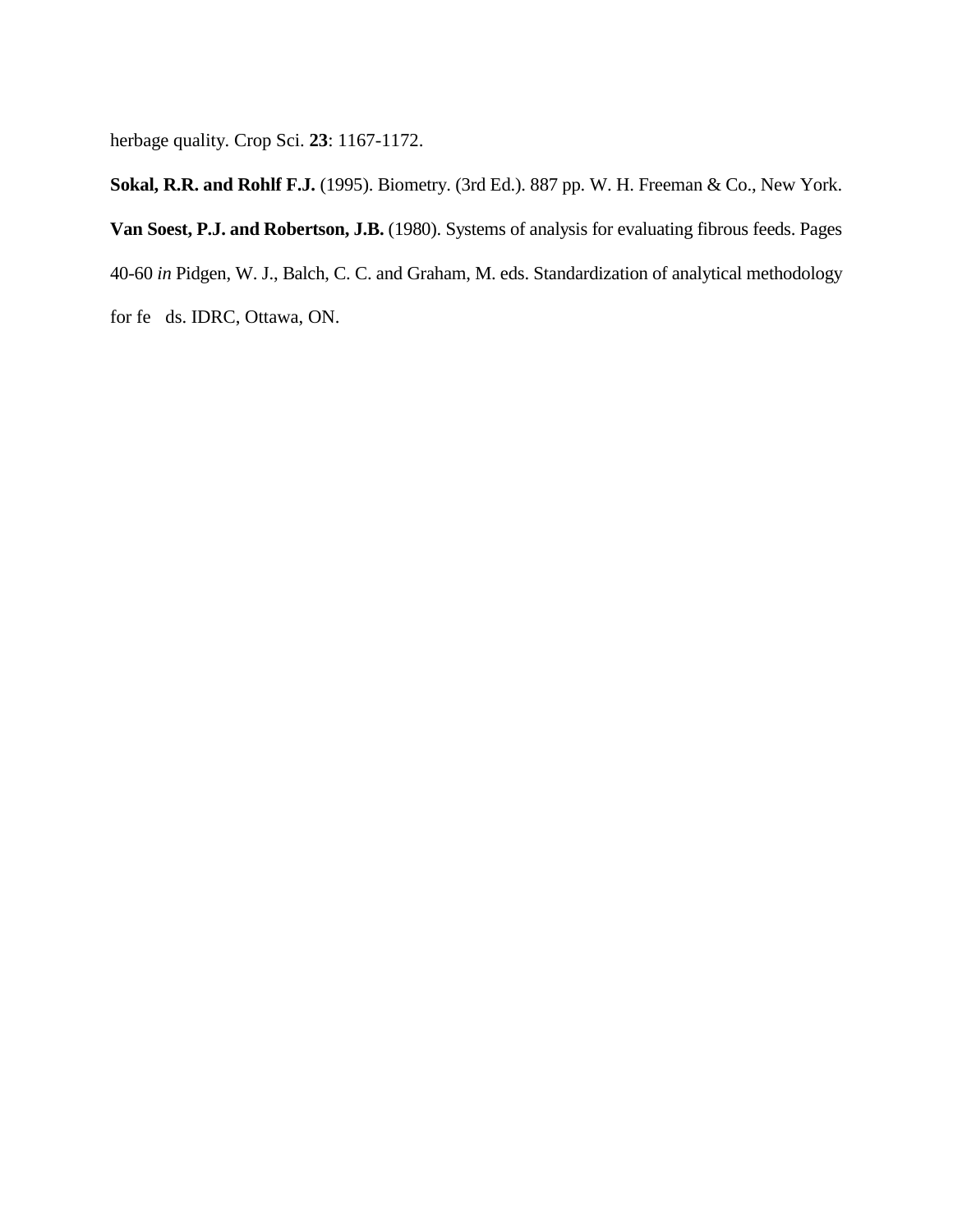herbage quality. Crop Sci. **23**: 1167-1172.

**Sokal, R.R. and Rohlf F.J.** (1995). Biometry. (3rd Ed.). 887 pp. W. H. Freeman & Co., New York.

**Van Soest, P.J. and Robertson, J.B.** (1980). Systems of analysis for evaluating fibrous feeds. Pages 40-60 *in* Pidgen, W. J., Balch, C. C. and Graham, M. eds. Standardization of analytical methodology for fe ds. IDRC, Ottawa, ON.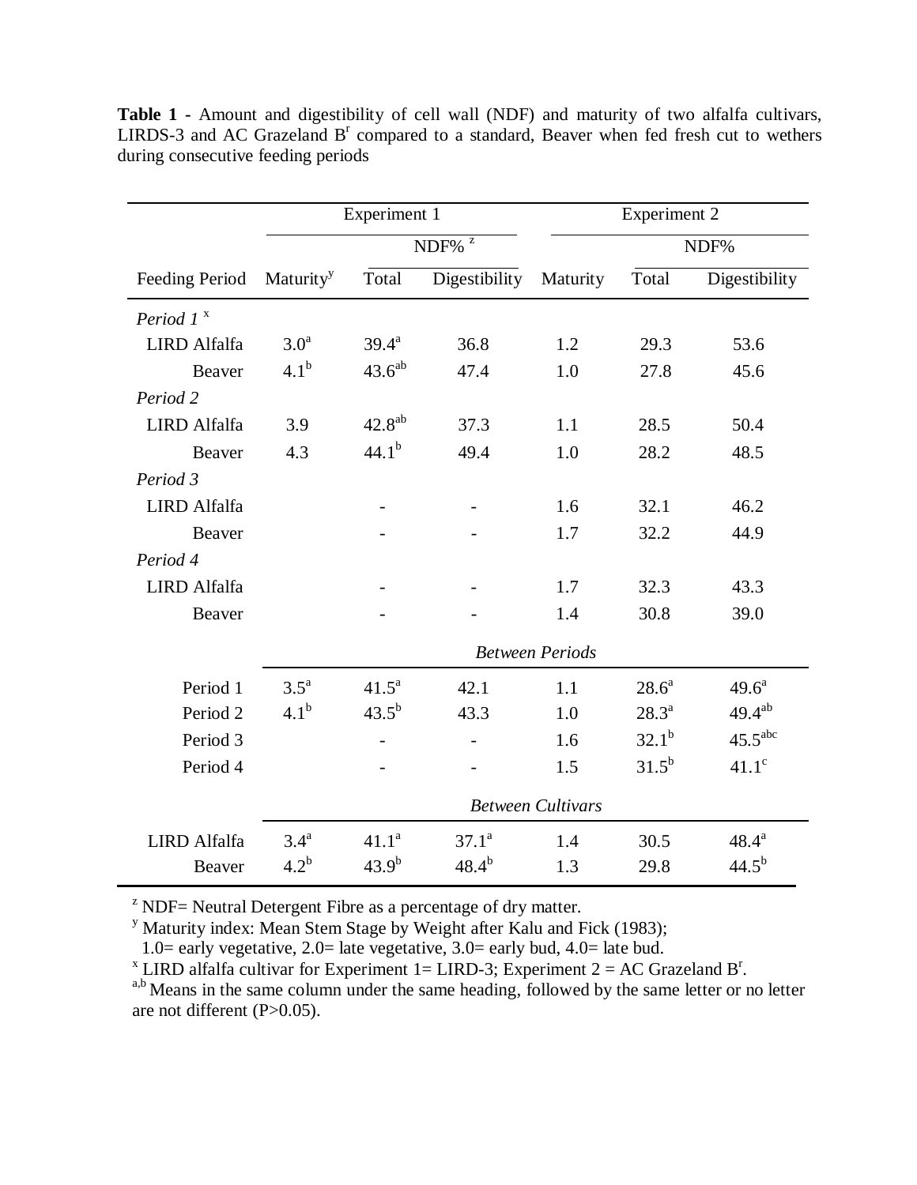**Table 1 -** Amount and digestibility of cell wall (NDF) and maturity of two alfalfa cultivars, LIRDS-3 and AC Grazeland B[r] compared to a standard, Beaver when fed fresh cut to wethers during consecutive feeding periods

| | Experiment 1 | | | Experiment 2 | | |
|---|---|---|---|---|---|---|
| | | NDF% [z] | | | NDF% | |
| Feeding Period | Maturity[y] | Total | Digestibility | Maturity | Total | Digestibility |
| *Period 1* [x] | | | | | | |
| LIRD Alfalfa | 3.0[a] | 39.4[a] | 36.8 | 1.2 | 29.3 | 53.6 |
| Beaver | 4.1[b] | 43.6[ab] | 47.4 | 1.0 | 27.8 | 45.6 |
| *Period 2* | | | | | | |
| LIRD Alfalfa | 3.9 | 42.8[ab] | 37.3 | 1.1 | 28.5 | 50.4 |
| Beaver | 4.3 | 44.1[b] | 49.4 | 1.0 | 28.2 | 48.5 |
| *Period 3* | | | | | | |
| LIRD Alfalfa | | - | - | 1.6 | 32.1 | 46.2 |
| Beaver | | - | - | 1.7 | 32.2 | 44.9 |
| *Period 4* | | | | | | |
| LIRD Alfalfa | | - | - | 1.7 | 32.3 | 43.3 |
| Beaver | | - | - | 1.4 | 30.8 | 39.0 |
| | *Between Periods* | | | | | |
| Period 1 | 3.5[a] | 41.5[a] | 42.1 | 1.1 | 28.6[a] | 49.6[a] |
| Period 2 | 4.1[b] | 43.5[b] | 43.3 | 1.0 | 28.3[a] | 49.4[ab] |
| Period 3 | | - | - | 1.6 | 32.1[b] | 45.5[abc] |
| Period 4 | | - | - | 1.5 | 31.5[b] | 41.1[c] |
| | *Between Cultivars* | | | | | |
| LIRD Alfalfa | 3.4[a] | 41.1[a] | 37.1[a] | 1.4 | 30.5 | 48.4[a] |
| Beaver | 4.2[b] | 43.9[b] | 48.4[b] | 1.3 | 29.8 | 44.5[b] |

[z] NDF= Neutral Detergent Fibre as a percentage of dry matter.

[y] Maturity index: Mean Stem Stage by Weight after Kalu and Fick (1983);
1.0= early vegetative, 2.0= late vegetative, 3.0= early bud, 4.0= late bud.

[x] LIRD alfalfa cultivar for Experiment 1= LIRD-3; Experiment 2 = AC Grazeland B[r].

[a,b] Means in the same column under the same heading, followed by the same letter or no letter are not different (P>0.05).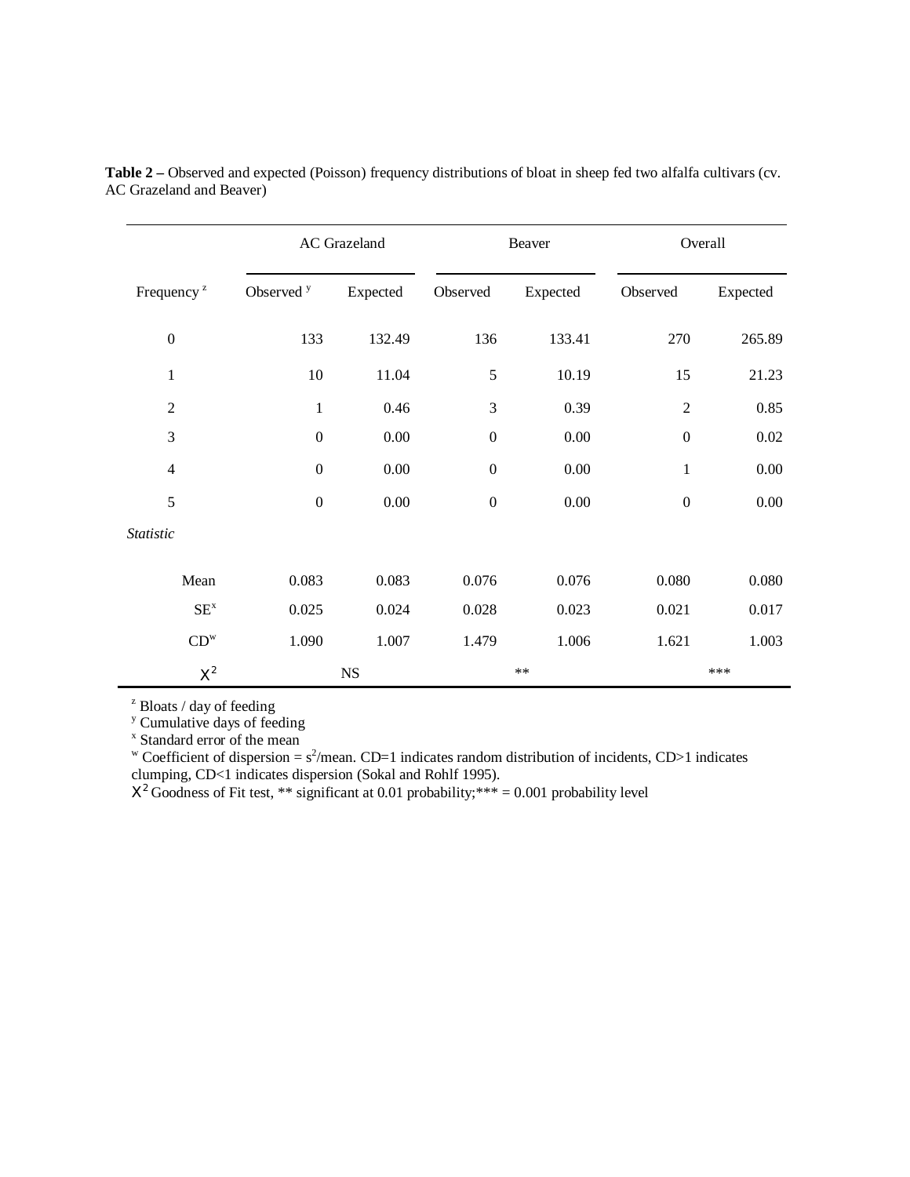**Table 2 –** Observed and expected (Poisson) frequency distributions of bloat in sheep fed two alfalfa cultivars (cv. AC Grazeland and Beaver)

| | AC Grazeland | | Beaver | | Overall | |
|---|---|---|---|---|---|---|
| Frequency [z] | Observed [y] | Expected | Observed | Expected | Observed | Expected |
| 0 | 133 | 132.49 | 136 | 133.41 | 270 | 265.89 |
| 1 | 10 | 11.04 | 5 | 10.19 | 15 | 21.23 |
| 2 | 1 | 0.46 | 3 | 0.39 | 2 | 0.85 |
| 3 | 0 | 0.00 | 0 | 0.00 | 0 | 0.02 |
| 4 | 0 | 0.00 | 0 | 0.00 | 1 | 0.00 |
| 5 | 0 | 0.00 | 0 | 0.00 | 0 | 0.00 |
| *Statistic* | | | | | | |
| Mean | 0.083 | 0.083 | 0.076 | 0.076 | 0.080 | 0.080 |
| SE [x] | 0.025 | 0.024 | 0.028 | 0.023 | 0.021 | 0.017 |
| CD [w] | 1.090 | 1.007 | 1.479 | 1.006 | 1.621 | 1.003 |
| $\chi^2$ | NS | | ** | | *** | |

[z] Bloats / day of feeding
[y] Cumulative days of feeding
[x] Standard error of the mean
[w] Coefficient of dispersion = $s^2$/mean. CD=1 indicates random distribution of incidents, CD>1 indicates clumping, CD<1 indicates dispersion (Sokal and Rohlf 1995).
$\chi^2$ Goodness of Fit test, ** significant at 0.01 probability;*** = 0.001 probability level